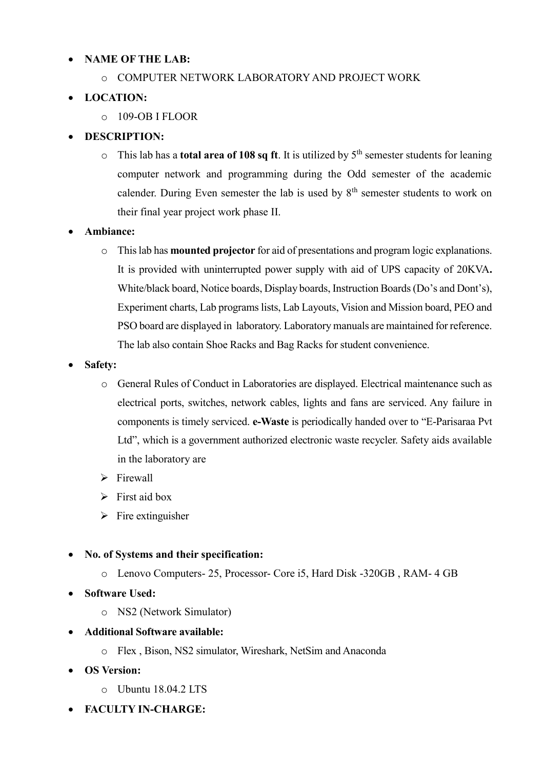- **NAME OF THE LAB:**
  - COMPUTER NETWORK LABORATORY AND PROJECT WORK
- **LOCATION:**
  - 109-OB I FLOOR
- **DESCRIPTION:**
  - This lab has a **total area of 108 sq ft**. It is utilized by 5th semester students for leaning computer network and programming during the Odd semester of the academic calender. During Even semester the lab is used by 8th semester students to work on their final year project work phase II.
- **Ambiance:**
  - This lab has **mounted projector** for aid of presentations and program logic explanations. It is provided with uninterrupted power supply with aid of UPS capacity of 20KVA**.** White/black board, Notice boards, Display boards, Instruction Boards (Do's and Dont's), Experiment charts, Lab programs lists, Lab Layouts, Vision and Mission board, PEO and PSO board are displayed in laboratory. Laboratory manuals are maintained for reference. The lab also contain Shoe Racks and Bag Racks for student convenience.
- **Safety:**
  - General Rules of Conduct in Laboratories are displayed. Electrical maintenance such as electrical ports, switches, network cables, lights and fans are serviced. Any failure in components is timely serviced. **e-Waste** is periodically handed over to "E-Parisaraa Pvt Ltd", which is a government authorized electronic waste recycler. Safety aids available in the laboratory are
  - Firewall
  - First aid box
  - Fire extinguisher

- **No. of Systems and their specification:**
  - Lenovo Computers- 25, Processor- Core i5, Hard Disk -320GB , RAM- 4 GB
- **Software Used:**
  - NS2 (Network Simulator)
- **Additional Software available:**
  - Flex , Bison, NS2 simulator, Wireshark, NetSim and Anaconda
- **OS Version:**
  - Ubuntu 18.04.2 LTS
- **FACULTY IN-CHARGE:**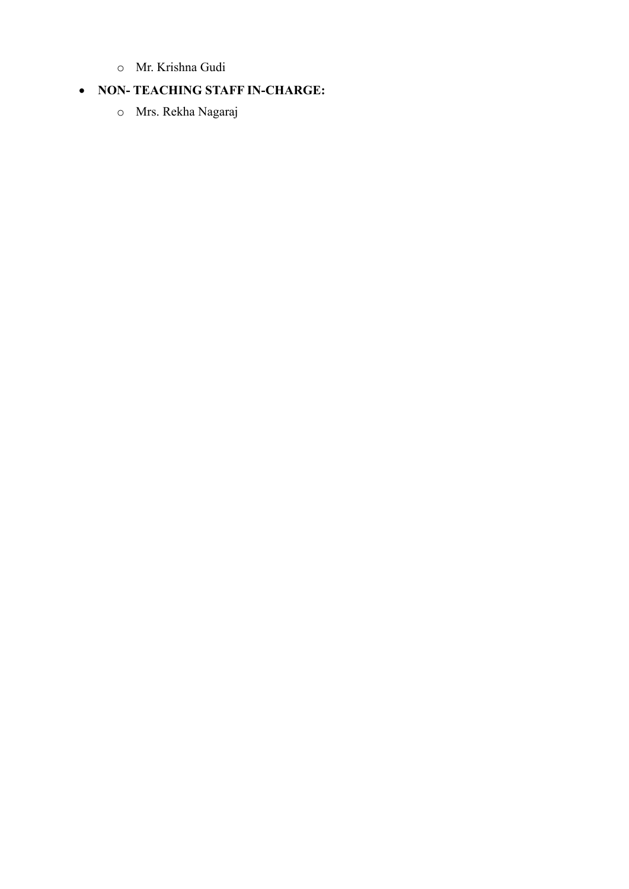- Mr. Krishna Gudi

- **NON- TEACHING STAFF IN-CHARGE:**
    - Mrs. Rekha Nagaraj